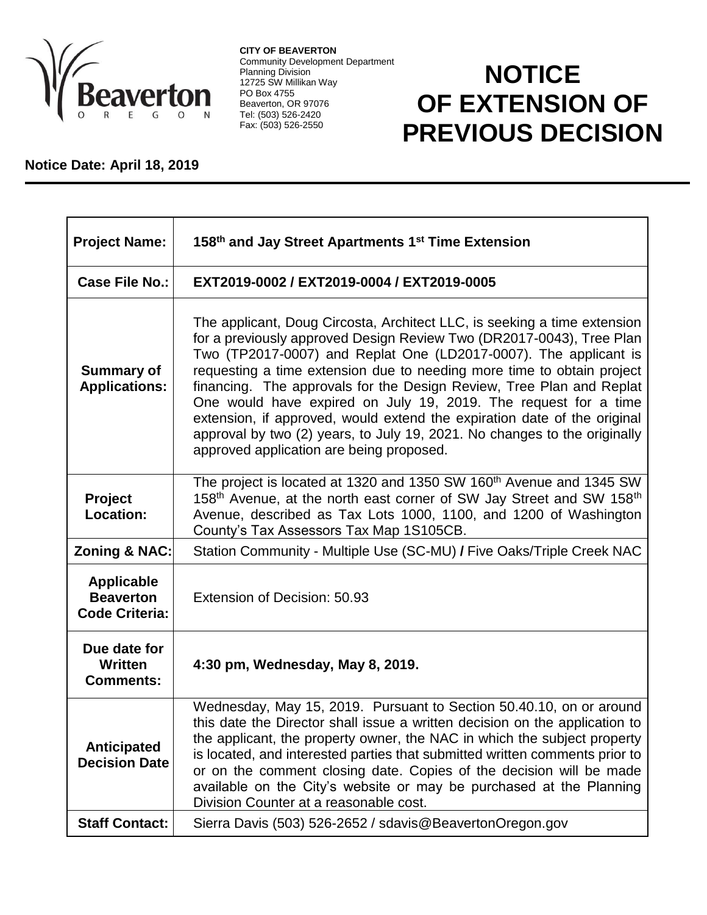**CITY OF BEAVERTON**
Community Development Department
Planning Division
12725 SW Millikan Way
PO Box 4755
Beaverton, OR 97076
Tel: (503) 526-2420
Fax: (503) 526-2550

# NOTICE OF EXTENSION OF PREVIOUS DECISION

**Notice Date: April 18, 2019**

| | |
|---|---|
| **Project Name:** | **158th and Jay Street Apartments 1st Time Extension** |
| **Case File No.:** | **EXT2019-0002 / EXT2019-0004 / EXT2019-0005** |
| **Summary of Applications:** | The applicant, Doug Circosta, Architect LLC, is seeking a time extension for a previously approved Design Review Two (DR2017-0043), Tree Plan Two (TP2017-0007) and Replat One (LD2017-0007). The applicant is requesting a time extension due to needing more time to obtain project financing. The approvals for the Design Review, Tree Plan and Replat One would have expired on July 19, 2019. The request for a time extension, if approved, would extend the expiration date of the original approval by two (2) years, to July 19, 2021. No changes to the originally approved application are being proposed. |
| **Project Location:** | The project is located at 1320 and 1350 SW 160th Avenue and 1345 SW 158th Avenue, at the north east corner of SW Jay Street and SW 158th Avenue, described as Tax Lots 1000, 1100, and 1200 of Washington County's Tax Assessors Tax Map 1S105CB. |
| **Zoning & NAC:** | Station Community - Multiple Use (SC-MU) **/** Five Oaks/Triple Creek NAC |
| **Applicable Beaverton Code Criteria:** | Extension of Decision: 50.93 |
| **Due date for Written Comments:** | **4:30 pm, Wednesday, May 8, 2019.** |
| **Anticipated Decision Date** | Wednesday, May 15, 2019. Pursuant to Section 50.40.10, on or around this date the Director shall issue a written decision on the application to the applicant, the property owner, the NAC in which the subject property is located, and interested parties that submitted written comments prior to or on the comment closing date. Copies of the decision will be made available on the City's website or may be purchased at the Planning Division Counter at a reasonable cost. |
| **Staff Contact:** | Sierra Davis (503) 526-2652 / sdavis@BeavertonOregon.gov |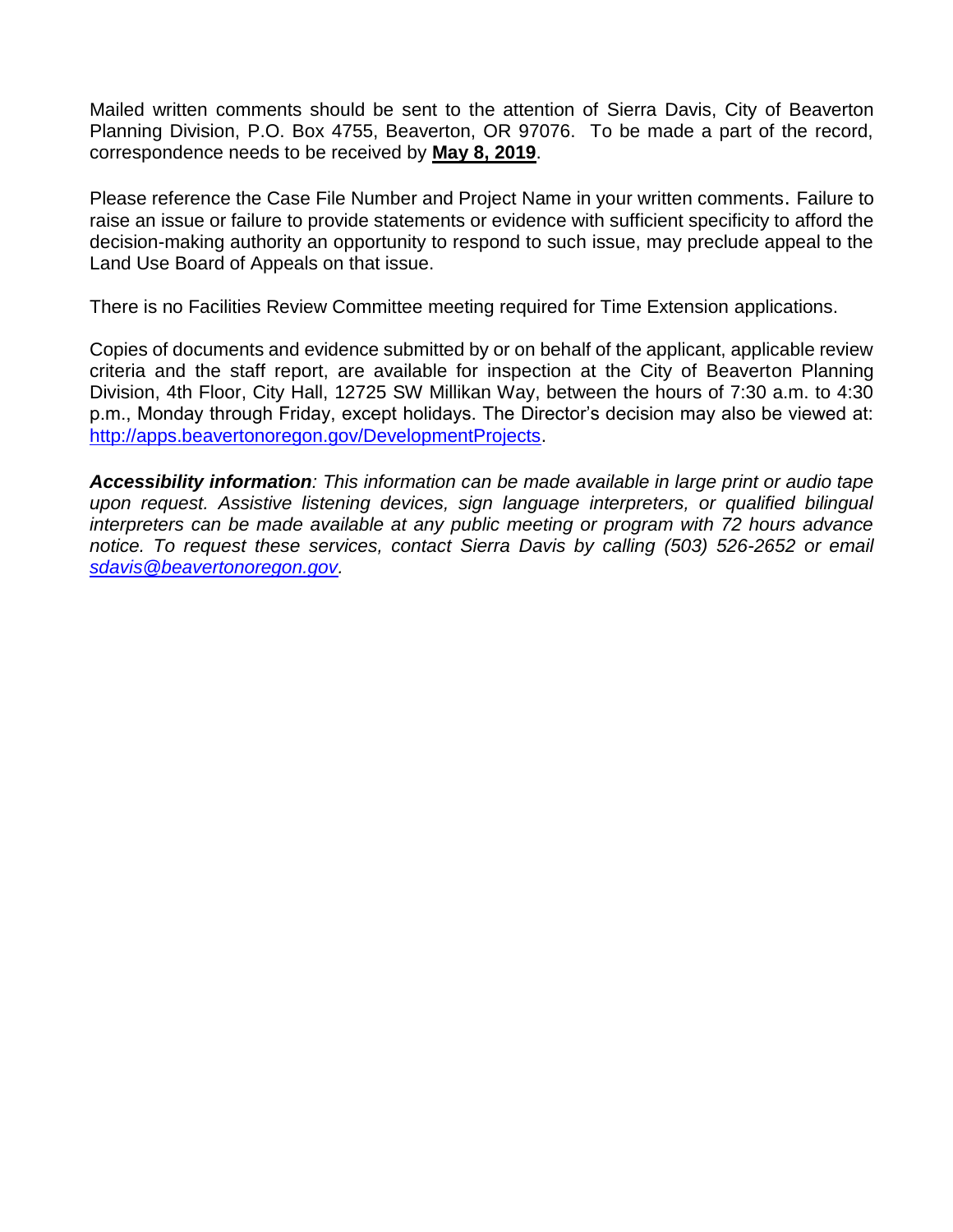Mailed written comments should be sent to the attention of Sierra Davis, City of Beaverton Planning Division, P.O. Box 4755, Beaverton, OR 97076. To be made a part of the record, correspondence needs to be received by **May 8, 2019**.

Please reference the Case File Number and Project Name in your written comments. Failure to raise an issue or failure to provide statements or evidence with sufficient specificity to afford the decision-making authority an opportunity to respond to such issue, may preclude appeal to the Land Use Board of Appeals on that issue.

There is no Facilities Review Committee meeting required for Time Extension applications.

Copies of documents and evidence submitted by or on behalf of the applicant, applicable review criteria and the staff report, are available for inspection at the City of Beaverton Planning Division, 4th Floor, City Hall, 12725 SW Millikan Way, between the hours of 7:30 a.m. to 4:30 p.m., Monday through Friday, except holidays. The Director's decision may also be viewed at: http://apps.beavertonoregon.gov/DevelopmentProjects.

***Accessibility information**: This information can be made available in large print or audio tape upon request. Assistive listening devices, sign language interpreters, or qualified bilingual interpreters can be made available at any public meeting or program with 72 hours advance notice. To request these services, contact Sierra Davis by calling (503) 526-2652 or email sdavis@beavertonoregon.gov.*